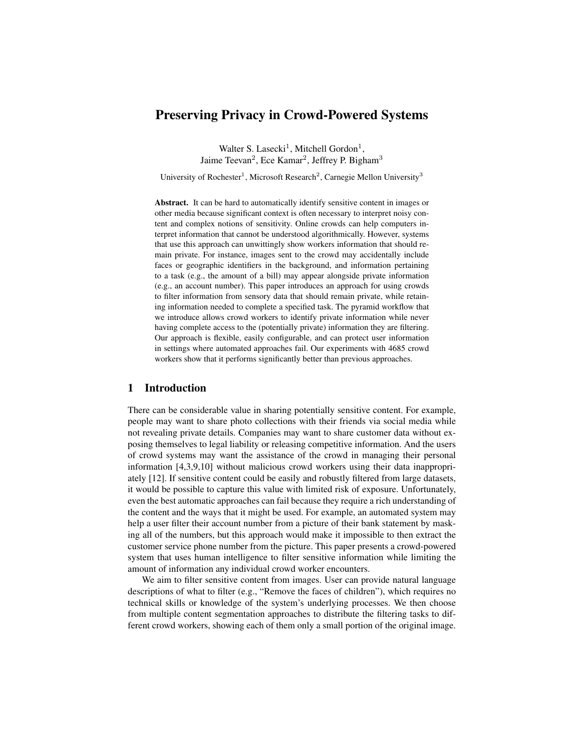# Preserving Privacy in Crowd-Powered Systems

Walter S. Lasecki[1], Mitchell Gordon[1], Jaime Teevan[2], Ece Kamar[2], Jeffrey P. Bigham[3]

University of Rochester[1], Microsoft Research[2], Carnegie Mellon University[3]

**Abstract.** It can be hard to automatically identify sensitive content in images or other media because significant context is often necessary to interpret noisy content and complex notions of sensitivity. Online crowds can help computers interpret information that cannot be understood algorithmically. However, systems that use this approach can unwittingly show workers information that should remain private. For instance, images sent to the crowd may accidentally include faces or geographic identifiers in the background, and information pertaining to a task (e.g., the amount of a bill) may appear alongside private information (e.g., an account number). This paper introduces an approach for using crowds to filter information from sensory data that should remain private, while retaining information needed to complete a specified task. The pyramid workflow that we introduce allows crowd workers to identify private information while never having complete access to the (potentially private) information they are filtering. Our approach is flexible, easily configurable, and can protect user information in settings where automated approaches fail. Our experiments with 4685 crowd workers show that it performs significantly better than previous approaches.

## 1 Introduction

There can be considerable value in sharing potentially sensitive content. For example, people may want to share photo collections with their friends via social media while not revealing private details. Companies may want to share customer data without exposing themselves to legal liability or releasing competitive information. And the users of crowd systems may want the assistance of the crowd in managing their personal information [4,3,9,10] without malicious crowd workers using their data inappropriately [12]. If sensitive content could be easily and robustly filtered from large datasets, it would be possible to capture this value with limited risk of exposure. Unfortunately, even the best automatic approaches can fail because they require a rich understanding of the content and the ways that it might be used. For example, an automated system may help a user filter their account number from a picture of their bank statement by masking all of the numbers, but this approach would make it impossible to then extract the customer service phone number from the picture. This paper presents a crowd-powered system that uses human intelligence to filter sensitive information while limiting the amount of information any individual crowd worker encounters.

We aim to filter sensitive content from images. User can provide natural language descriptions of what to filter (e.g., "Remove the faces of children"), which requires no technical skills or knowledge of the system's underlying processes. We then choose from multiple content segmentation approaches to distribute the filtering tasks to different crowd workers, showing each of them only a small portion of the original image.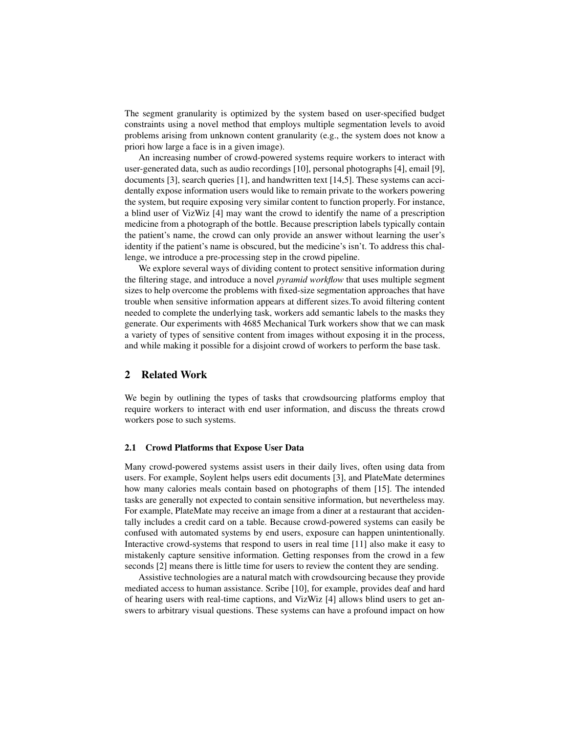The segment granularity is optimized by the system based on user-specified budget constraints using a novel method that employs multiple segmentation levels to avoid problems arising from unknown content granularity (e.g., the system does not know a priori how large a face is in a given image).

An increasing number of crowd-powered systems require workers to interact with user-generated data, such as audio recordings [10], personal photographs [4], email [9], documents [3], search queries [1], and handwritten text [14,5]. These systems can accidentally expose information users would like to remain private to the workers powering the system, but require exposing very similar content to function properly. For instance, a blind user of VizWiz [4] may want the crowd to identify the name of a prescription medicine from a photograph of the bottle. Because prescription labels typically contain the patient's name, the crowd can only provide an answer without learning the user's identity if the patient's name is obscured, but the medicine's isn't. To address this challenge, we introduce a pre-processing step in the crowd pipeline.

We explore several ways of dividing content to protect sensitive information during the filtering stage, and introduce a novel *pyramid workflow* that uses multiple segment sizes to help overcome the problems with fixed-size segmentation approaches that have trouble when sensitive information appears at different sizes.To avoid filtering content needed to complete the underlying task, workers add semantic labels to the masks they generate. Our experiments with 4685 Mechanical Turk workers show that we can mask a variety of types of sensitive content from images without exposing it in the process, and while making it possible for a disjoint crowd of workers to perform the base task.

## 2 Related Work

We begin by outlining the types of tasks that crowdsourcing platforms employ that require workers to interact with end user information, and discuss the threats crowd workers pose to such systems.

### 2.1 Crowd Platforms that Expose User Data

Many crowd-powered systems assist users in their daily lives, often using data from users. For example, Soylent helps users edit documents [3], and PlateMate determines how many calories meals contain based on photographs of them [15]. The intended tasks are generally not expected to contain sensitive information, but nevertheless may. For example, PlateMate may receive an image from a diner at a restaurant that accidentally includes a credit card on a table. Because crowd-powered systems can easily be confused with automated systems by end users, exposure can happen unintentionally. Interactive crowd-systems that respond to users in real time [11] also make it easy to mistakenly capture sensitive information. Getting responses from the crowd in a few seconds [2] means there is little time for users to review the content they are sending.

Assistive technologies are a natural match with crowdsourcing because they provide mediated access to human assistance. Scribe [10], for example, provides deaf and hard of hearing users with real-time captions, and VizWiz [4] allows blind users to get answers to arbitrary visual questions. These systems can have a profound impact on how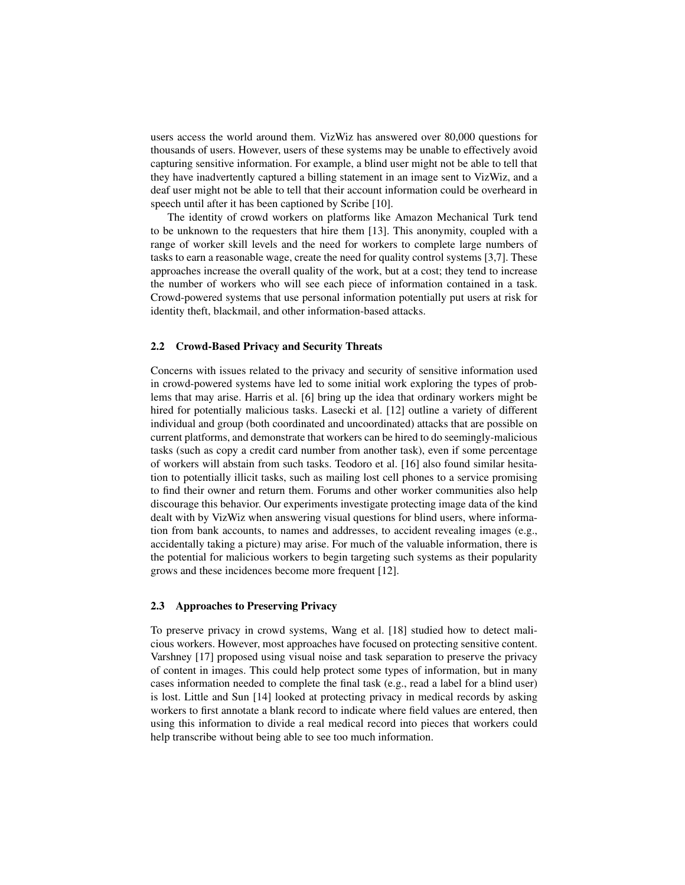users access the world around them. VizWiz has answered over 80,000 questions for thousands of users. However, users of these systems may be unable to effectively avoid capturing sensitive information. For example, a blind user might not be able to tell that they have inadvertently captured a billing statement in an image sent to VizWiz, and a deaf user might not be able to tell that their account information could be overheard in speech until after it has been captioned by Scribe [10].

The identity of crowd workers on platforms like Amazon Mechanical Turk tend to be unknown to the requesters that hire them [13]. This anonymity, coupled with a range of worker skill levels and the need for workers to complete large numbers of tasks to earn a reasonable wage, create the need for quality control systems [3,7]. These approaches increase the overall quality of the work, but at a cost; they tend to increase the number of workers who will see each piece of information contained in a task. Crowd-powered systems that use personal information potentially put users at risk for identity theft, blackmail, and other information-based attacks.

### 2.2 Crowd-Based Privacy and Security Threats

Concerns with issues related to the privacy and security of sensitive information used in crowd-powered systems have led to some initial work exploring the types of problems that may arise. Harris et al. [6] bring up the idea that ordinary workers might be hired for potentially malicious tasks. Lasecki et al. [12] outline a variety of different individual and group (both coordinated and uncoordinated) attacks that are possible on current platforms, and demonstrate that workers can be hired to do seemingly-malicious tasks (such as copy a credit card number from another task), even if some percentage of workers will abstain from such tasks. Teodoro et al. [16] also found similar hesitation to potentially illicit tasks, such as mailing lost cell phones to a service promising to find their owner and return them. Forums and other worker communities also help discourage this behavior. Our experiments investigate protecting image data of the kind dealt with by VizWiz when answering visual questions for blind users, where information from bank accounts, to names and addresses, to accident revealing images (e.g., accidentally taking a picture) may arise. For much of the valuable information, there is the potential for malicious workers to begin targeting such systems as their popularity grows and these incidences become more frequent [12].

### 2.3 Approaches to Preserving Privacy

To preserve privacy in crowd systems, Wang et al. [18] studied how to detect malicious workers. However, most approaches have focused on protecting sensitive content. Varshney [17] proposed using visual noise and task separation to preserve the privacy of content in images. This could help protect some types of information, but in many cases information needed to complete the final task (e.g., read a label for a blind user) is lost. Little and Sun [14] looked at protecting privacy in medical records by asking workers to first annotate a blank record to indicate where field values are entered, then using this information to divide a real medical record into pieces that workers could help transcribe without being able to see too much information.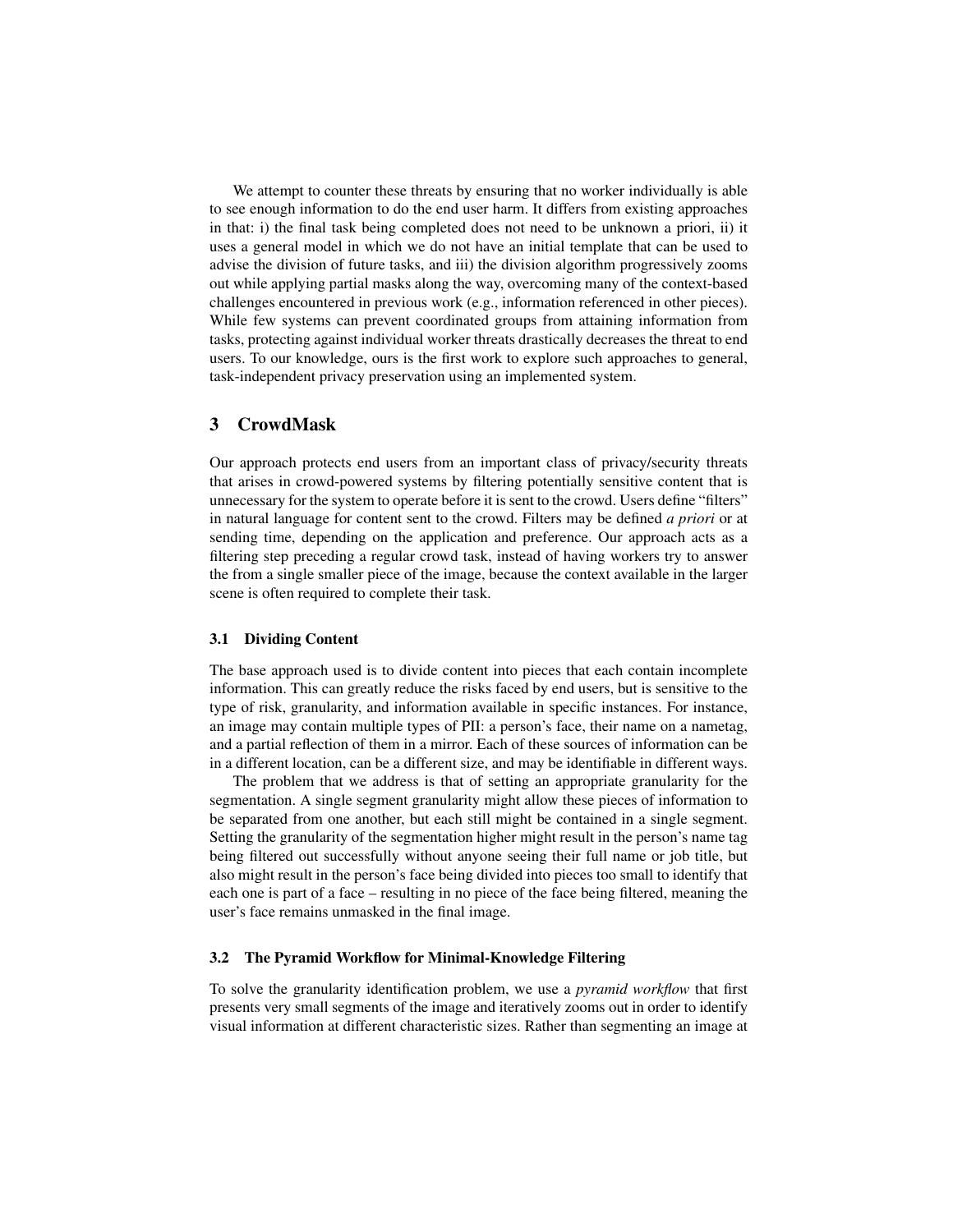We attempt to counter these threats by ensuring that no worker individually is able to see enough information to do the end user harm. It differs from existing approaches in that: i) the final task being completed does not need to be unknown a priori, ii) it uses a general model in which we do not have an initial template that can be used to advise the division of future tasks, and iii) the division algorithm progressively zooms out while applying partial masks along the way, overcoming many of the context-based challenges encountered in previous work (e.g., information referenced in other pieces). While few systems can prevent coordinated groups from attaining information from tasks, protecting against individual worker threats drastically decreases the threat to end users. To our knowledge, ours is the first work to explore such approaches to general, task-independent privacy preservation using an implemented system.

## 3 CrowdMask

Our approach protects end users from an important class of privacy/security threats that arises in crowd-powered systems by filtering potentially sensitive content that is unnecessary for the system to operate before it is sent to the crowd. Users define "filters" in natural language for content sent to the crowd. Filters may be defined *a priori* or at sending time, depending on the application and preference. Our approach acts as a filtering step preceding a regular crowd task, instead of having workers try to answer the from a single smaller piece of the image, because the context available in the larger scene is often required to complete their task.

### 3.1 Dividing Content

The base approach used is to divide content into pieces that each contain incomplete information. This can greatly reduce the risks faced by end users, but is sensitive to the type of risk, granularity, and information available in specific instances. For instance, an image may contain multiple types of PII: a person's face, their name on a nametag, and a partial reflection of them in a mirror. Each of these sources of information can be in a different location, can be a different size, and may be identifiable in different ways.

The problem that we address is that of setting an appropriate granularity for the segmentation. A single segment granularity might allow these pieces of information to be separated from one another, but each still might be contained in a single segment. Setting the granularity of the segmentation higher might result in the person's name tag being filtered out successfully without anyone seeing their full name or job title, but also might result in the person's face being divided into pieces too small to identify that each one is part of a face – resulting in no piece of the face being filtered, meaning the user's face remains unmasked in the final image.

### 3.2 The Pyramid Workflow for Minimal-Knowledge Filtering

To solve the granularity identification problem, we use a *pyramid workflow* that first presents very small segments of the image and iteratively zooms out in order to identify visual information at different characteristic sizes. Rather than segmenting an image at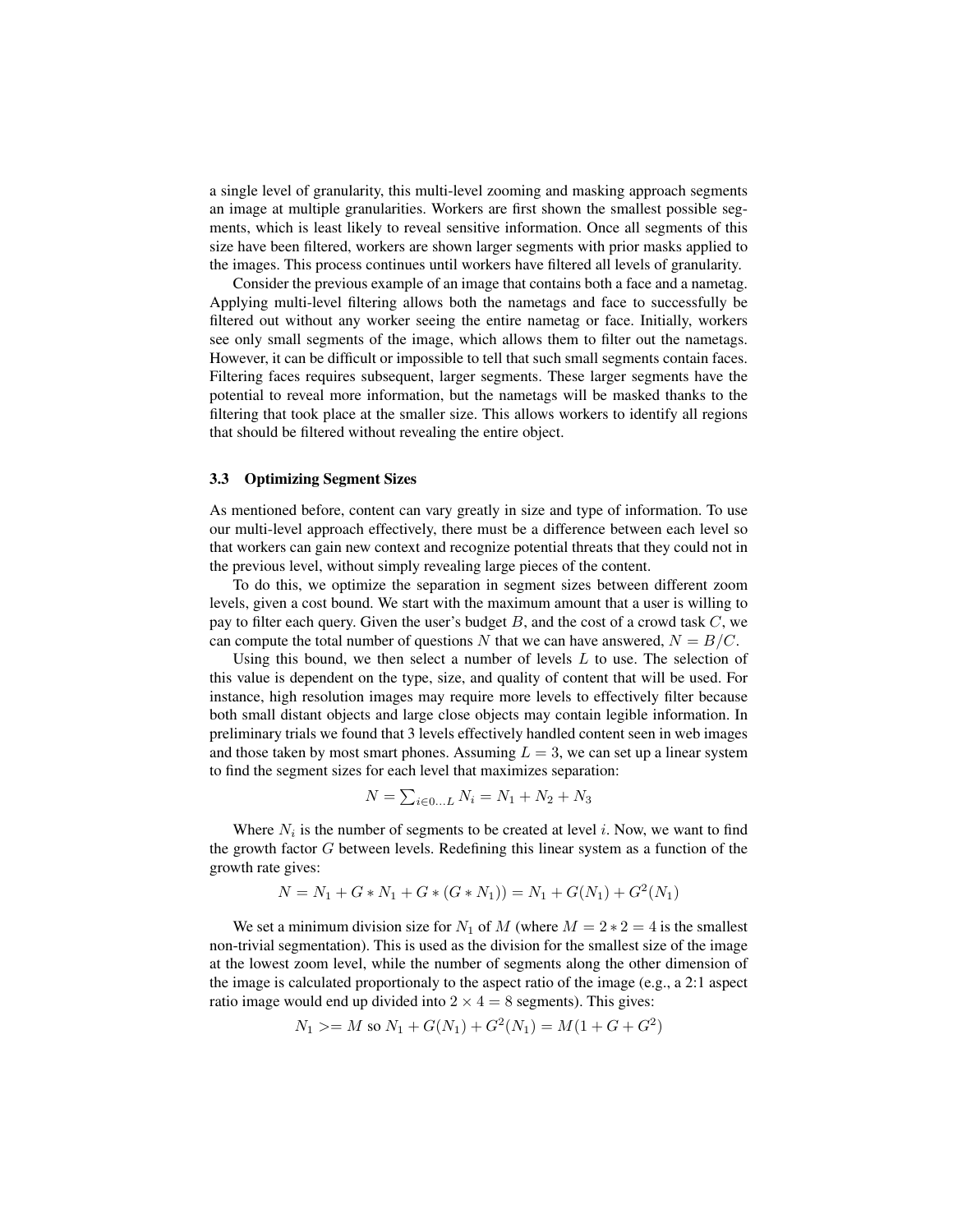a single level of granularity, this multi-level zooming and masking approach segments an image at multiple granularities. Workers are first shown the smallest possible segments, which is least likely to reveal sensitive information. Once all segments of this size have been filtered, workers are shown larger segments with prior masks applied to the images. This process continues until workers have filtered all levels of granularity.

Consider the previous example of an image that contains both a face and a nametag. Applying multi-level filtering allows both the nametags and face to successfully be filtered out without any worker seeing the entire nametag or face. Initially, workers see only small segments of the image, which allows them to filter out the nametags. However, it can be difficult or impossible to tell that such small segments contain faces. Filtering faces requires subsequent, larger segments. These larger segments have the potential to reveal more information, but the nametags will be masked thanks to the filtering that took place at the smaller size. This allows workers to identify all regions that should be filtered without revealing the entire object.

### 3.3 Optimizing Segment Sizes

As mentioned before, content can vary greatly in size and type of information. To use our multi-level approach effectively, there must be a difference between each level so that workers can gain new context and recognize potential threats that they could not in the previous level, without simply revealing large pieces of the content.

To do this, we optimize the separation in segment sizes between different zoom levels, given a cost bound. We start with the maximum amount that a user is willing to pay to filter each query. Given the user's budget $B$, and the cost of a crowd task $C$, we can compute the total number of questions $N$ that we can have answered, $N = B/C$.

Using this bound, we then select a number of levels $L$ to use. The selection of this value is dependent on the type, size, and quality of content that will be used. For instance, high resolution images may require more levels to effectively filter because both small distant objects and large close objects may contain legible information. In preliminary trials we found that 3 levels effectively handled content seen in web images and those taken by most smart phones. Assuming $L = 3$, we can set up a linear system to find the segment sizes for each level that maximizes separation:

$$N = \sum_{i \in 0...L} N_i = N_1 + N_2 + N_3$$

Where $N_i$ is the number of segments to be created at level $i$. Now, we want to find the growth factor $G$ between levels. Redefining this linear system as a function of the growth rate gives:

$$N = N_1 + G * N_1 + G * (G * N_1)) = N_1 + G(N_1) + G^2(N_1)$$

We set a minimum division size for $N_1$ of $M$ (where $M = 2 * 2 = 4$ is the smallest non-trivial segmentation). This is used as the division for the smallest size of the image at the lowest zoom level, while the number of segments along the other dimension of the image is calculated proportionaly to the aspect ratio of the image (e.g., a 2:1 aspect ratio image would end up divided into $2 \times 4 = 8$ segments). This gives:

$$N_1 >= M \text{ so } N_1 + G(N_1) + G^2(N_1) = M(1 + G + G^2)$$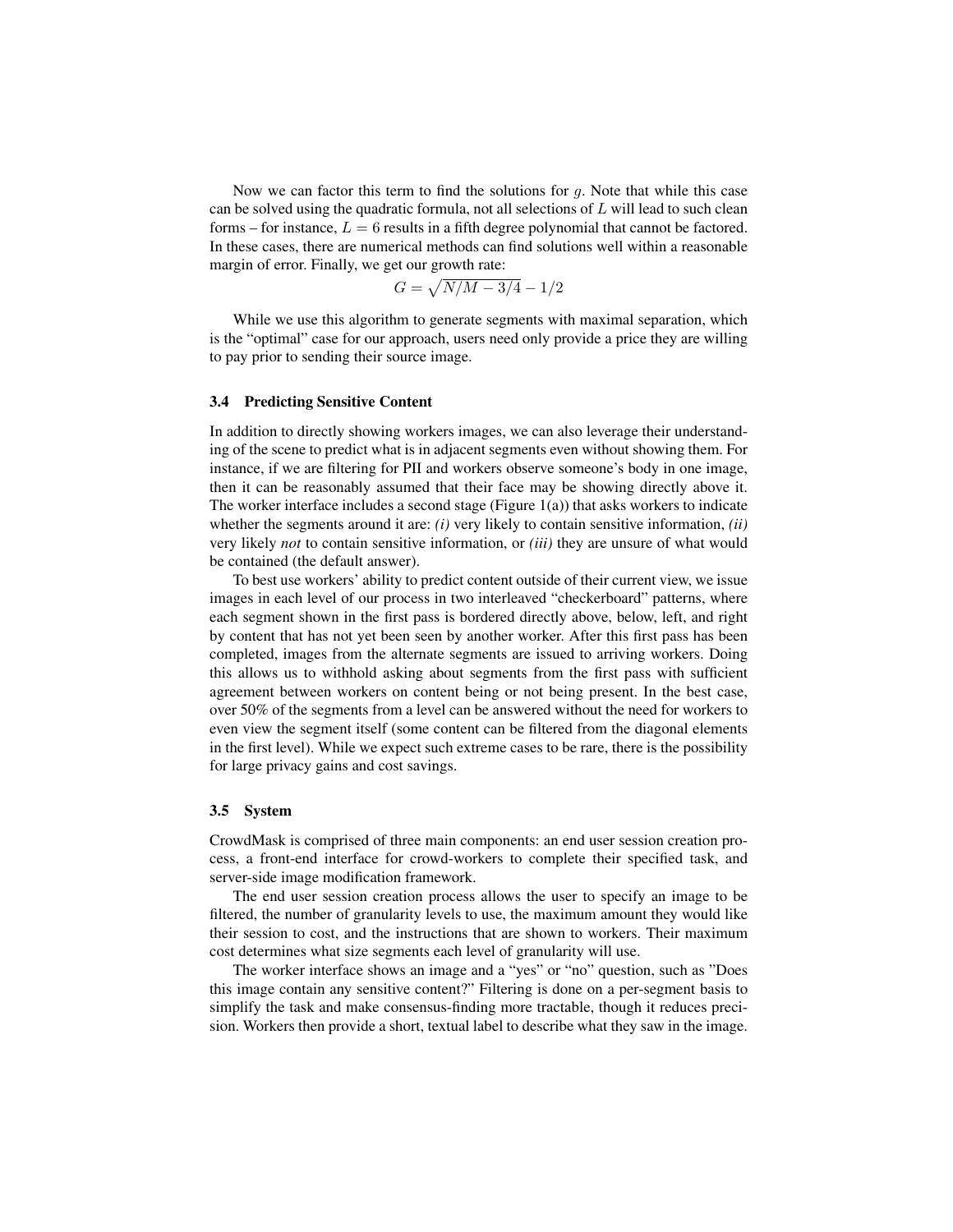Now we can factor this term to find the solutions for $g$. Note that while this case can be solved using the quadratic formula, not all selections of $L$ will lead to such clean forms – for instance, $L = 6$ results in a fifth degree polynomial that cannot be factored. In these cases, there are numerical methods can find solutions well within a reasonable margin of error. Finally, we get our growth rate:

$$G = \sqrt{N/M - 3/4} - 1/2$$

While we use this algorithm to generate segments with maximal separation, which is the "optimal" case for our approach, users need only provide a price they are willing to pay prior to sending their source image.

### 3.4 Predicting Sensitive Content

In addition to directly showing workers images, we can also leverage their understanding of the scene to predict what is in adjacent segments even without showing them. For instance, if we are filtering for PII and workers observe someone's body in one image, then it can be reasonably assumed that their face may be showing directly above it. The worker interface includes a second stage (Figure 1(a)) that asks workers to indicate whether the segments around it are: *(i)* very likely to contain sensitive information, *(ii)* very likely *not* to contain sensitive information, or *(iii)* they are unsure of what would be contained (the default answer).

To best use workers' ability to predict content outside of their current view, we issue images in each level of our process in two interleaved "checkerboard" patterns, where each segment shown in the first pass is bordered directly above, below, left, and right by content that has not yet been seen by another worker. After this first pass has been completed, images from the alternate segments are issued to arriving workers. Doing this allows us to withhold asking about segments from the first pass with sufficient agreement between workers on content being or not being present. In the best case, over 50% of the segments from a level can be answered without the need for workers to even view the segment itself (some content can be filtered from the diagonal elements in the first level). While we expect such extreme cases to be rare, there is the possibility for large privacy gains and cost savings.

### 3.5 System

CrowdMask is comprised of three main components: an end user session creation process, a front-end interface for crowd-workers to complete their specified task, and server-side image modification framework.

The end user session creation process allows the user to specify an image to be filtered, the number of granularity levels to use, the maximum amount they would like their session to cost, and the instructions that are shown to workers. Their maximum cost determines what size segments each level of granularity will use.

The worker interface shows an image and a "yes" or "no" question, such as "Does this image contain any sensitive content?" Filtering is done on a per-segment basis to simplify the task and make consensus-finding more tractable, though it reduces precision. Workers then provide a short, textual label to describe what they saw in the image.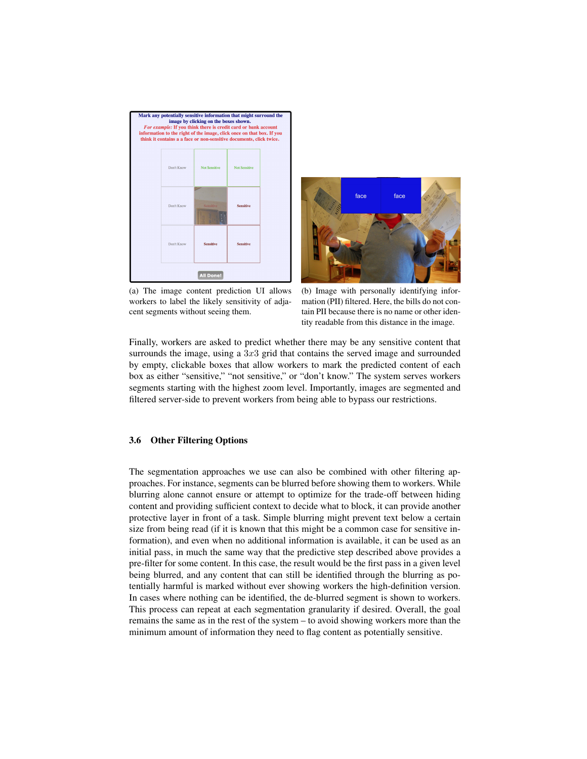(a) The image content prediction UI allows workers to label the likely sensitivity of adjacent segments without seeing them.

(b) Image with personally identifying information (PII) filtered. Here, the bills do not contain PII because there is no name or other identity readable from this distance in the image.

Finally, workers are asked to predict whether there may be any sensitive content that surrounds the image, using a $3x3$ grid that contains the served image and surrounded by empty, clickable boxes that allow workers to mark the predicted content of each box as either "sensitive," "not sensitive," or "don't know." The system serves workers segments starting with the highest zoom level. Importantly, images are segmented and filtered server-side to prevent workers from being able to bypass our restrictions.

### 3.6 Other Filtering Options

The segmentation approaches we use can also be combined with other filtering approaches. For instance, segments can be blurred before showing them to workers. While blurring alone cannot ensure or attempt to optimize for the trade-off between hiding content and providing sufficient context to decide what to block, it can provide another protective layer in front of a task. Simple blurring might prevent text below a certain size from being read (if it is known that this might be a common case for sensitive information), and even when no additional information is available, it can be used as an initial pass, in much the same way that the predictive step described above provides a pre-filter for some content. In this case, the result would be the first pass in a given level being blurred, and any content that can still be identified through the blurring as potentially harmful is marked without ever showing workers the high-definition version. In cases where nothing can be identified, the de-blurred segment is shown to workers. This process can repeat at each segmentation granularity if desired. Overall, the goal remains the same as in the rest of the system – to avoid showing workers more than the minimum amount of information they need to flag content as potentially sensitive.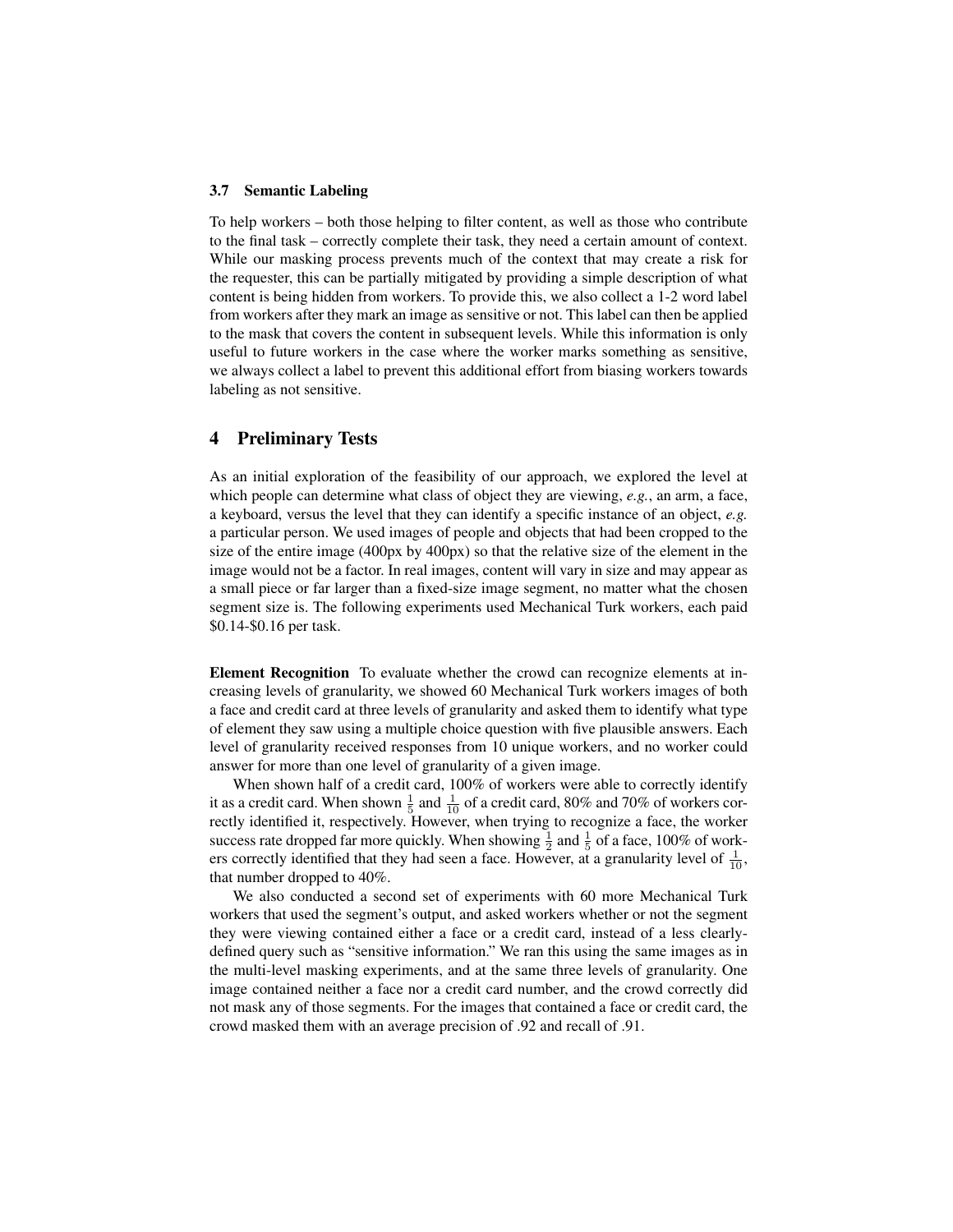### 3.7 Semantic Labeling

To help workers – both those helping to filter content, as well as those who contribute to the final task – correctly complete their task, they need a certain amount of context. While our masking process prevents much of the context that may create a risk for the requester, this can be partially mitigated by providing a simple description of what content is being hidden from workers. To provide this, we also collect a 1-2 word label from workers after they mark an image as sensitive or not. This label can then be applied to the mask that covers the content in subsequent levels. While this information is only useful to future workers in the case where the worker marks something as sensitive, we always collect a label to prevent this additional effort from biasing workers towards labeling as not sensitive.

## 4 Preliminary Tests

As an initial exploration of the feasibility of our approach, we explored the level at which people can determine what class of object they are viewing, *e.g.*, an arm, a face, a keyboard, versus the level that they can identify a specific instance of an object, *e.g.* a particular person. We used images of people and objects that had been cropped to the size of the entire image (400px by 400px) so that the relative size of the element in the image would not be a factor. In real images, content will vary in size and may appear as a small piece or far larger than a fixed-size image segment, no matter what the chosen segment size is. The following experiments used Mechanical Turk workers, each paid $0.14-$0.16 per task.

**Element Recognition** To evaluate whether the crowd can recognize elements at increasing levels of granularity, we showed 60 Mechanical Turk workers images of both a face and credit card at three levels of granularity and asked them to identify what type of element they saw using a multiple choice question with five plausible answers. Each level of granularity received responses from 10 unique workers, and no worker could answer for more than one level of granularity of a given image.

When shown half of a credit card, 100% of workers were able to correctly identify it as a credit card. When shown $\frac{1}{5}$ and $\frac{1}{10}$ of a credit card, 80% and 70% of workers correctly identified it, respectively. However, when trying to recognize a face, the worker success rate dropped far more quickly. When showing $\frac{1}{2}$ and $\frac{1}{5}$ of a face, 100% of workers correctly identified that they had seen a face. However, at a granularity level of $\frac{1}{10}$, that number dropped to 40%.

We also conducted a second set of experiments with 60 more Mechanical Turk workers that used the segment's output, and asked workers whether or not the segment they were viewing contained either a face or a credit card, instead of a less clearly-defined query such as "sensitive information." We ran this using the same images as in the multi-level masking experiments, and at the same three levels of granularity. One image contained neither a face nor a credit card number, and the crowd correctly did not mask any of those segments. For the images that contained a face or credit card, the crowd masked them with an average precision of .92 and recall of .91.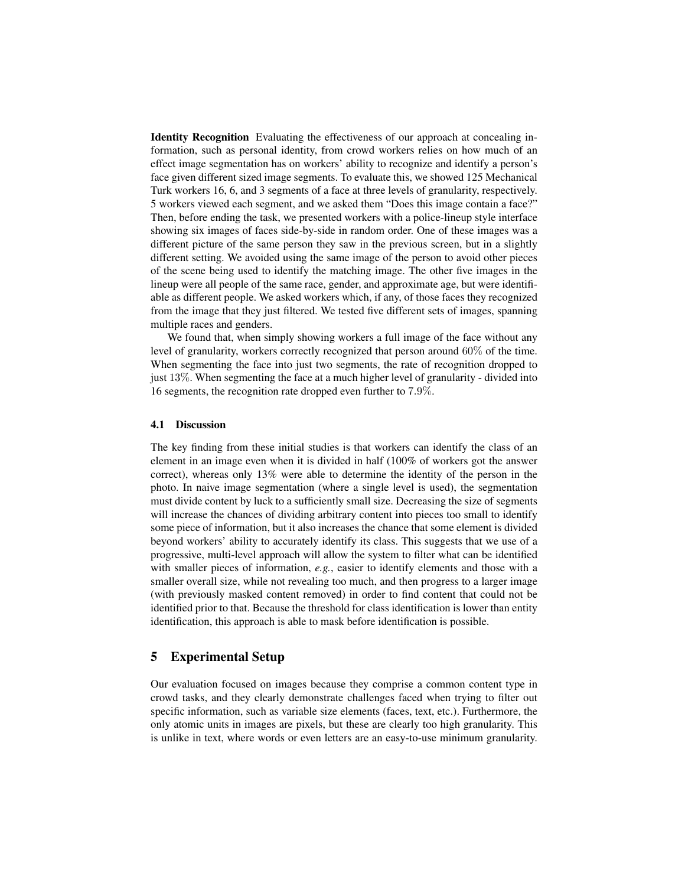**Identity Recognition** Evaluating the effectiveness of our approach at concealing information, such as personal identity, from crowd workers relies on how much of an effect image segmentation has on workers' ability to recognize and identify a person's face given different sized image segments. To evaluate this, we showed 125 Mechanical Turk workers 16, 6, and 3 segments of a face at three levels of granularity, respectively. 5 workers viewed each segment, and we asked them "Does this image contain a face?" Then, before ending the task, we presented workers with a police-lineup style interface showing six images of faces side-by-side in random order. One of these images was a different picture of the same person they saw in the previous screen, but in a slightly different setting. We avoided using the same image of the person to avoid other pieces of the scene being used to identify the matching image. The other five images in the lineup were all people of the same race, gender, and approximate age, but were identifiable as different people. We asked workers which, if any, of those faces they recognized from the image that they just filtered. We tested five different sets of images, spanning multiple races and genders.

We found that, when simply showing workers a full image of the face without any level of granularity, workers correctly recognized that person around $60\%$ of the time. When segmenting the face into just two segments, the rate of recognition dropped to just $13\%$. When segmenting the face at a much higher level of granularity - divided into 16 segments, the recognition rate dropped even further to $7.9\%$.

### 4.1 Discussion

The key finding from these initial studies is that workers can identify the class of an element in an image even when it is divided in half (100% of workers got the answer correct), whereas only 13% were able to determine the identity of the person in the photo. In naive image segmentation (where a single level is used), the segmentation must divide content by luck to a sufficiently small size. Decreasing the size of segments will increase the chances of dividing arbitrary content into pieces too small to identify some piece of information, but it also increases the chance that some element is divided beyond workers' ability to accurately identify its class. This suggests that we use of a progressive, multi-level approach will allow the system to filter what can be identified with smaller pieces of information, *e.g.*, easier to identify elements and those with a smaller overall size, while not revealing too much, and then progress to a larger image (with previously masked content removed) in order to find content that could not be identified prior to that. Because the threshold for class identification is lower than entity identification, this approach is able to mask before identification is possible.

## 5 Experimental Setup

Our evaluation focused on images because they comprise a common content type in crowd tasks, and they clearly demonstrate challenges faced when trying to filter out specific information, such as variable size elements (faces, text, etc.). Furthermore, the only atomic units in images are pixels, but these are clearly too high granularity. This is unlike in text, where words or even letters are an easy-to-use minimum granularity.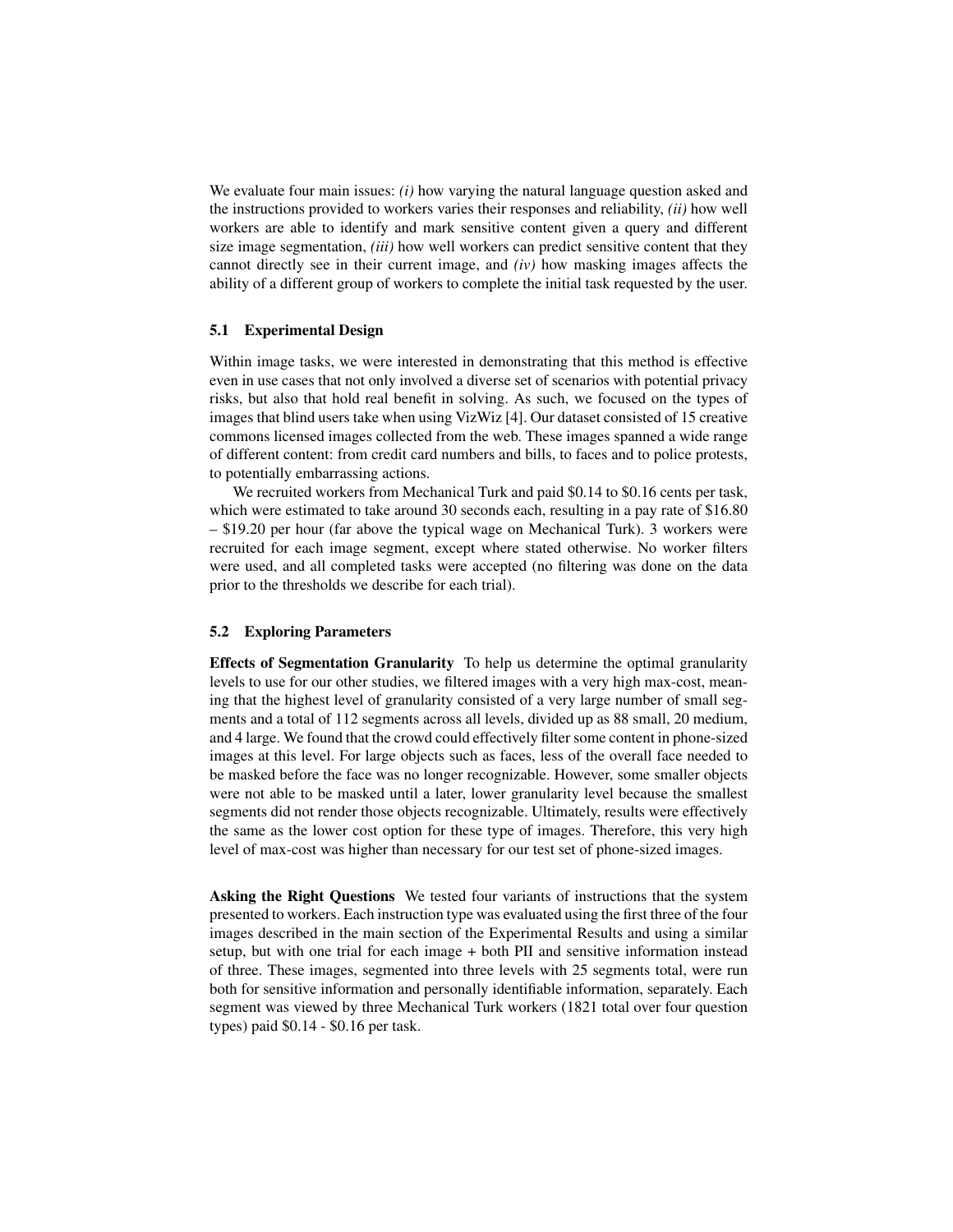We evaluate four main issues: *(i)* how varying the natural language question asked and the instructions provided to workers varies their responses and reliability, *(ii)* how well workers are able to identify and mark sensitive content given a query and different size image segmentation, *(iii)* how well workers can predict sensitive content that they cannot directly see in their current image, and *(iv)* how masking images affects the ability of a different group of workers to complete the initial task requested by the user.

### 5.1 Experimental Design

Within image tasks, we were interested in demonstrating that this method is effective even in use cases that not only involved a diverse set of scenarios with potential privacy risks, but also that hold real benefit in solving. As such, we focused on the types of images that blind users take when using VizWiz [4]. Our dataset consisted of 15 creative commons licensed images collected from the web. These images spanned a wide range of different content: from credit card numbers and bills, to faces and to police protests, to potentially embarrassing actions.

We recruited workers from Mechanical Turk and paid $0.14 to $0.16 cents per task, which were estimated to take around 30 seconds each, resulting in a pay rate of $16.80 – $19.20 per hour (far above the typical wage on Mechanical Turk). 3 workers were recruited for each image segment, except where stated otherwise. No worker filters were used, and all completed tasks were accepted (no filtering was done on the data prior to the thresholds we describe for each trial).

### 5.2 Exploring Parameters

**Effects of Segmentation Granularity** To help us determine the optimal granularity levels to use for our other studies, we filtered images with a very high max-cost, meaning that the highest level of granularity consisted of a very large number of small segments and a total of 112 segments across all levels, divided up as 88 small, 20 medium, and 4 large. We found that the crowd could effectively filter some content in phone-sized images at this level. For large objects such as faces, less of the overall face needed to be masked before the face was no longer recognizable. However, some smaller objects were not able to be masked until a later, lower granularity level because the smallest segments did not render those objects recognizable. Ultimately, results were effectively the same as the lower cost option for these type of images. Therefore, this very high level of max-cost was higher than necessary for our test set of phone-sized images.

**Asking the Right Questions** We tested four variants of instructions that the system presented to workers. Each instruction type was evaluated using the first three of the four images described in the main section of the Experimental Results and using a similar setup, but with one trial for each image + both PII and sensitive information instead of three. These images, segmented into three levels with 25 segments total, were run both for sensitive information and personally identifiable information, separately. Each segment was viewed by three Mechanical Turk workers (1821 total over four question types) paid $0.14 - $0.16 per task.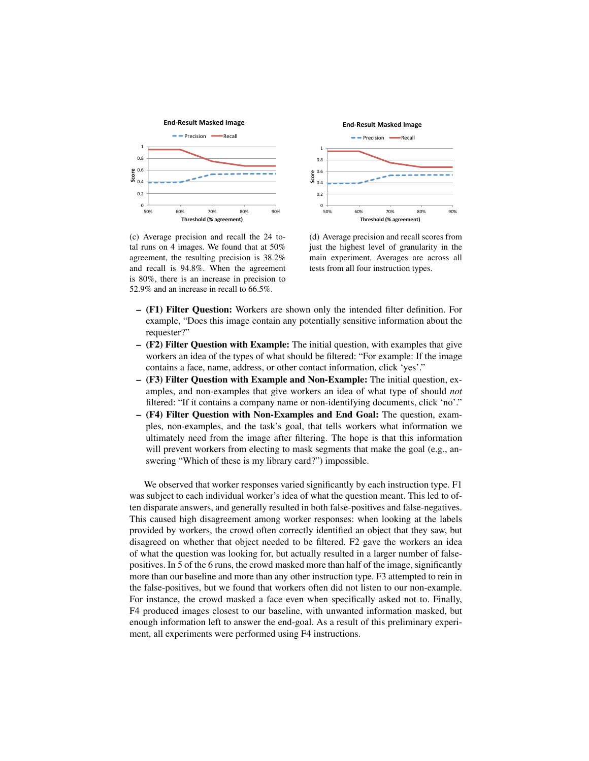(c) Average precision and recall the 24 total runs on 4 images. We found that at 50% agreement, the resulting precision is 38.2% and recall is 94.8%. When the agreement is 80%, there is an increase in precision to 52.9% and an increase in recall to 66.5%.

(d) Average precision and recall scores from just the highest level of granularity in the main experiment. Averages are across all tests from all four instruction types.

- **(F1) Filter Question:** Workers are shown only the intended filter definition. For example, "Does this image contain any potentially sensitive information about the requester?"
- **(F2) Filter Question with Example:** The initial question, with examples that give workers an idea of the types of what should be filtered: "For example: If the image contains a face, name, address, or other contact information, click 'yes'."
- **(F3) Filter Question with Example and Non-Example:** The initial question, examples, and non-examples that give workers an idea of what type of should *not* filtered: "If it contains a company name or non-identifying documents, click 'no'."
- **(F4) Filter Question with Non-Examples and End Goal:** The question, examples, non-examples, and the task's goal, that tells workers what information we ultimately need from the image after filtering. The hope is that this information will prevent workers from electing to mask segments that make the goal (e.g., answering "Which of these is my library card?") impossible.

We observed that worker responses varied significantly by each instruction type. F1 was subject to each individual worker's idea of what the question meant. This led to often disparate answers, and generally resulted in both false-positives and false-negatives. This caused high disagreement among worker responses: when looking at the labels provided by workers, the crowd often correctly identified an object that they saw, but disagreed on whether that object needed to be filtered. F2 gave the workers an idea of what the question was looking for, but actually resulted in a larger number of false-positives. In 5 of the 6 runs, the crowd masked more than half of the image, significantly more than our baseline and more than any other instruction type. F3 attempted to rein in the false-positives, but we found that workers often did not listen to our non-example. For instance, the crowd masked a face even when specifically asked not to. Finally, F4 produced images closest to our baseline, with unwanted information masked, but enough information left to answer the end-goal. As a result of this preliminary experiment, all experiments were performed using F4 instructions.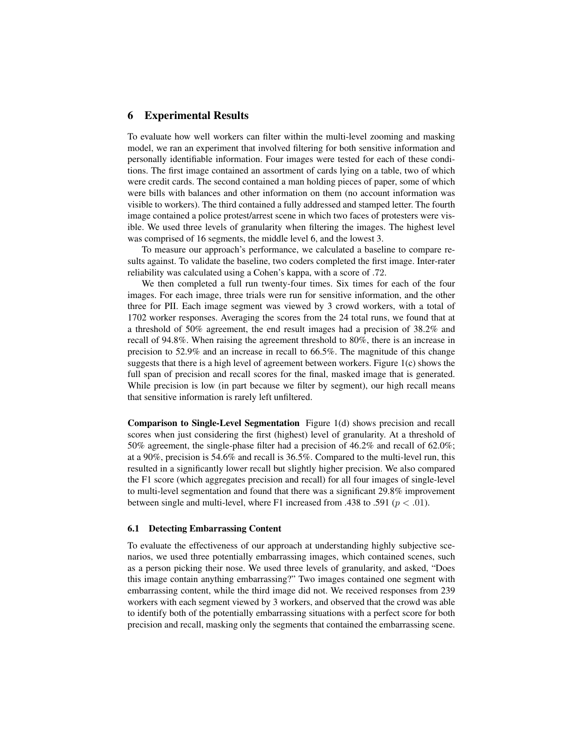## 6 Experimental Results

To evaluate how well workers can filter within the multi-level zooming and masking model, we ran an experiment that involved filtering for both sensitive information and personally identifiable information. Four images were tested for each of these conditions. The first image contained an assortment of cards lying on a table, two of which were credit cards. The second contained a man holding pieces of paper, some of which were bills with balances and other information on them (no account information was visible to workers). The third contained a fully addressed and stamped letter. The fourth image contained a police protest/arrest scene in which two faces of protesters were visible. We used three levels of granularity when filtering the images. The highest level was comprised of 16 segments, the middle level 6, and the lowest 3.

To measure our approach's performance, we calculated a baseline to compare results against. To validate the baseline, two coders completed the first image. Inter-rater reliability was calculated using a Cohen's kappa, with a score of .72.

We then completed a full run twenty-four times. Six times for each of the four images. For each image, three trials were run for sensitive information, and the other three for PII. Each image segment was viewed by 3 crowd workers, with a total of 1702 worker responses. Averaging the scores from the 24 total runs, we found that at a threshold of 50% agreement, the end result images had a precision of 38.2% and recall of 94.8%. When raising the agreement threshold to 80%, there is an increase in precision to 52.9% and an increase in recall to 66.5%. The magnitude of this change suggests that there is a high level of agreement between workers. Figure 1(c) shows the full span of precision and recall scores for the final, masked image that is generated. While precision is low (in part because we filter by segment), our high recall means that sensitive information is rarely left unfiltered.

**Comparison to Single-Level Segmentation** Figure 1(d) shows precision and recall scores when just considering the first (highest) level of granularity. At a threshold of 50% agreement, the single-phase filter had a precision of 46.2% and recall of 62.0%; at a 90%, precision is 54.6% and recall is 36.5%. Compared to the multi-level run, this resulted in a significantly lower recall but slightly higher precision. We also compared the F1 score (which aggregates precision and recall) for all four images of single-level to multi-level segmentation and found that there was a significant 29.8% improvement between single and multi-level, where F1 increased from .438 to .591 ($p < .01$).

### 6.1 Detecting Embarrassing Content

To evaluate the effectiveness of our approach at understanding highly subjective scenarios, we used three potentially embarrassing images, which contained scenes, such as a person picking their nose. We used three levels of granularity, and asked, "Does this image contain anything embarrassing?" Two images contained one segment with embarrassing content, while the third image did not. We received responses from 239 workers with each segment viewed by 3 workers, and observed that the crowd was able to identify both of the potentially embarrassing situations with a perfect score for both precision and recall, masking only the segments that contained the embarrassing scene.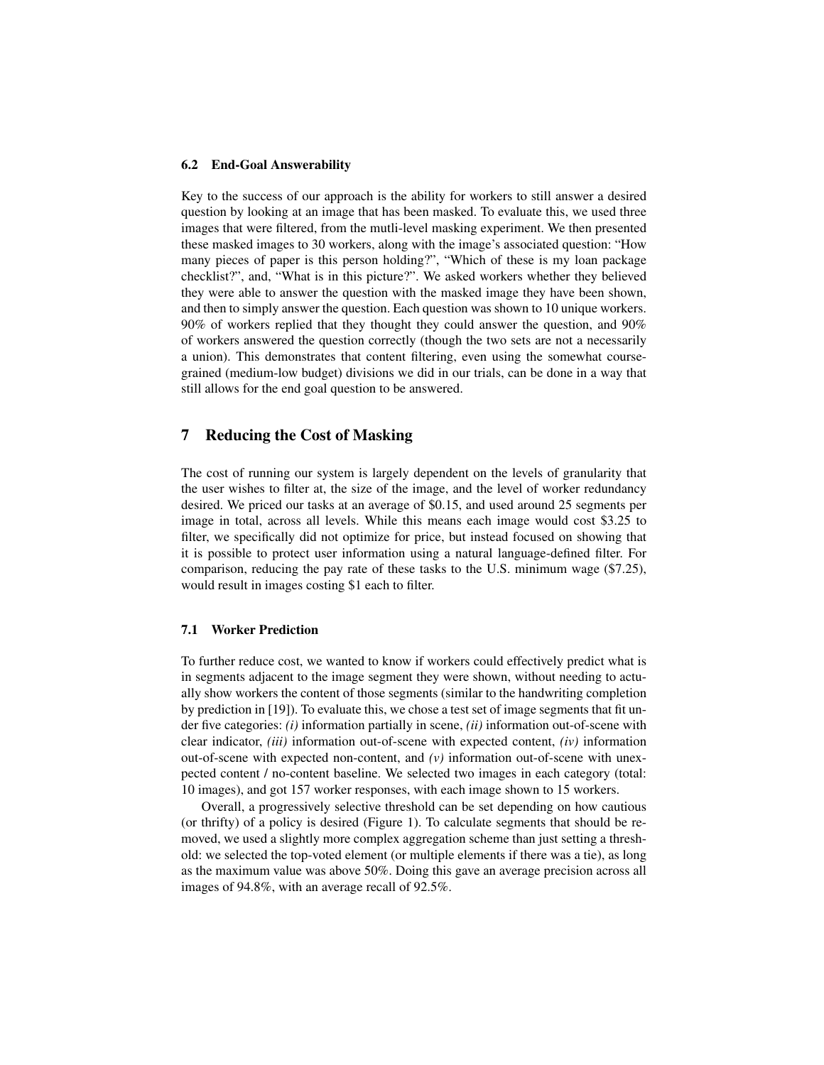### 6.2 End-Goal Answerability

Key to the success of our approach is the ability for workers to still answer a desired question by looking at an image that has been masked. To evaluate this, we used three images that were filtered, from the mutli-level masking experiment. We then presented these masked images to 30 workers, along with the image's associated question: "How many pieces of paper is this person holding?", "Which of these is my loan package checklist?", and, "What is in this picture?". We asked workers whether they believed they were able to answer the question with the masked image they have been shown, and then to simply answer the question. Each question was shown to 10 unique workers. 90% of workers replied that they thought they could answer the question, and 90% of workers answered the question correctly (though the two sets are not a necessarily a union). This demonstrates that content filtering, even using the somewhat course-grained (medium-low budget) divisions we did in our trials, can be done in a way that still allows for the end goal question to be answered.

## 7 Reducing the Cost of Masking

The cost of running our system is largely dependent on the levels of granularity that the user wishes to filter at, the size of the image, and the level of worker redundancy desired. We priced our tasks at an average of $0.15, and used around 25 segments per image in total, across all levels. While this means each image would cost $3.25 to filter, we specifically did not optimize for price, but instead focused on showing that it is possible to protect user information using a natural language-defined filter. For comparison, reducing the pay rate of these tasks to the U.S. minimum wage ($7.25), would result in images costing $1 each to filter.

### 7.1 Worker Prediction

To further reduce cost, we wanted to know if workers could effectively predict what is in segments adjacent to the image segment they were shown, without needing to actually show workers the content of those segments (similar to the handwriting completion by prediction in [19]). To evaluate this, we chose a test set of image segments that fit under five categories: *(i)* information partially in scene, *(ii)* information out-of-scene with clear indicator, *(iii)* information out-of-scene with expected content, *(iv)* information out-of-scene with expected non-content, and *(v)* information out-of-scene with unexpected content / no-content baseline. We selected two images in each category (total: 10 images), and got 157 worker responses, with each image shown to 15 workers.

Overall, a progressively selective threshold can be set depending on how cautious (or thrifty) of a policy is desired (Figure 1). To calculate segments that should be removed, we used a slightly more complex aggregation scheme than just setting a threshold: we selected the top-voted element (or multiple elements if there was a tie), as long as the maximum value was above 50%. Doing this gave an average precision across all images of 94.8%, with an average recall of 92.5%.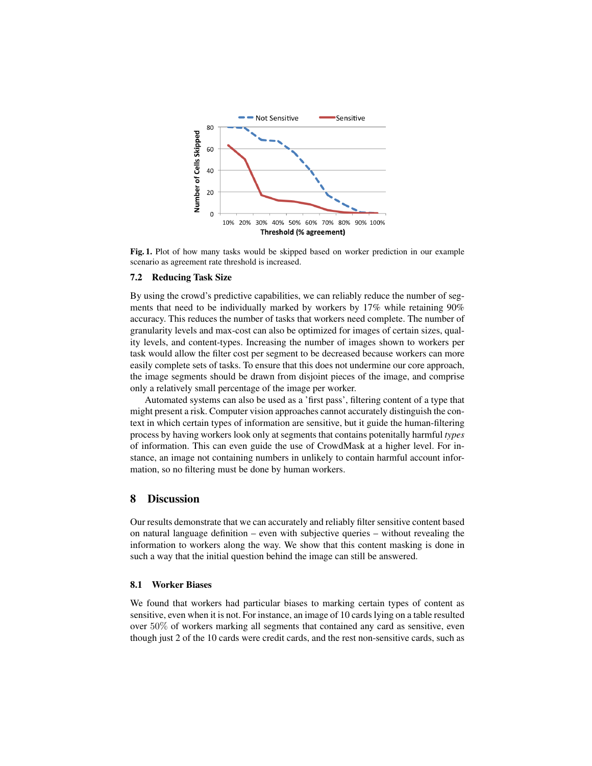**Fig. 1.** Plot of how many tasks would be skipped based on worker prediction in our example scenario as agreement rate threshold is increased.

### 7.2 Reducing Task Size

By using the crowd's predictive capabilities, we can reliably reduce the number of segments that need to be individually marked by workers by 17% while retaining 90% accuracy. This reduces the number of tasks that workers need complete. The number of granularity levels and max-cost can also be optimized for images of certain sizes, quality levels, and content-types. Increasing the number of images shown to workers per task would allow the filter cost per segment to be decreased because workers can more easily complete sets of tasks. To ensure that this does not undermine our core approach, the image segments should be drawn from disjoint pieces of the image, and comprise only a relatively small percentage of the image per worker.

Automated systems can also be used as a 'first pass', filtering content of a type that might present a risk. Computer vision approaches cannot accurately distinguish the context in which certain types of information are sensitive, but it guide the human-filtering process by having workers look only at segments that contains potentially harmful *types* of information. This can even guide the use of CrowdMask at a higher level. For instance, an image not containing numbers in unlikely to contain harmful account information, so no filtering must be done by human workers.

## 8 Discussion

Our results demonstrate that we can accurately and reliably filter sensitive content based on natural language definition – even with subjective queries – without revealing the information to workers along the way. We show that this content masking is done in such a way that the initial question behind the image can still be answered.

### 8.1 Worker Biases

We found that workers had particular biases to marking certain types of content as sensitive, even when it is not. For instance, an image of 10 cards lying on a table resulted over 50% of workers marking all segments that contained any card as sensitive, even though just 2 of the 10 cards were credit cards, and the rest non-sensitive cards, such as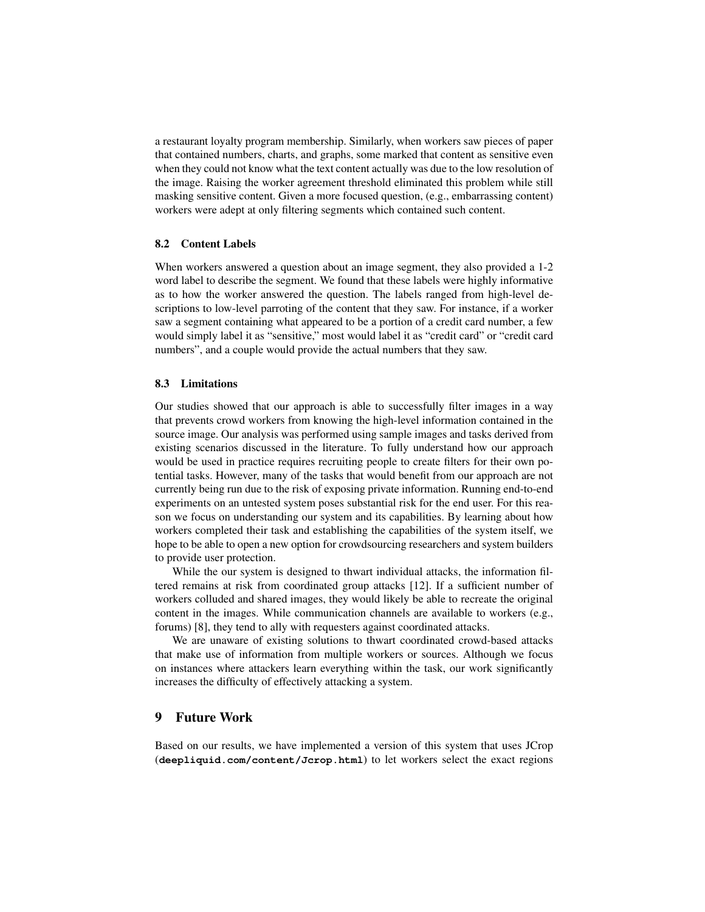a restaurant loyalty program membership. Similarly, when workers saw pieces of paper that contained numbers, charts, and graphs, some marked that content as sensitive even when they could not know what the text content actually was due to the low resolution of the image. Raising the worker agreement threshold eliminated this problem while still masking sensitive content. Given a more focused question, (e.g., embarrassing content) workers were adept at only filtering segments which contained such content.

### 8.2 Content Labels

When workers answered a question about an image segment, they also provided a 1-2 word label to describe the segment. We found that these labels were highly informative as to how the worker answered the question. The labels ranged from high-level descriptions to low-level parroting of the content that they saw. For instance, if a worker saw a segment containing what appeared to be a portion of a credit card number, a few would simply label it as "sensitive," most would label it as "credit card" or "credit card numbers", and a couple would provide the actual numbers that they saw.

### 8.3 Limitations

Our studies showed that our approach is able to successfully filter images in a way that prevents crowd workers from knowing the high-level information contained in the source image. Our analysis was performed using sample images and tasks derived from existing scenarios discussed in the literature. To fully understand how our approach would be used in practice requires recruiting people to create filters for their own potential tasks. However, many of the tasks that would benefit from our approach are not currently being run due to the risk of exposing private information. Running end-to-end experiments on an untested system poses substantial risk for the end user. For this reason we focus on understanding our system and its capabilities. By learning about how workers completed their task and establishing the capabilities of the system itself, we hope to be able to open a new option for crowdsourcing researchers and system builders to provide user protection.

While the our system is designed to thwart individual attacks, the information filtered remains at risk from coordinated group attacks [12]. If a sufficient number of workers colluded and shared images, they would likely be able to recreate the original content in the images. While communication channels are available to workers (e.g., forums) [8], they tend to ally with requesters against coordinated attacks.

We are unaware of existing solutions to thwart coordinated crowd-based attacks that make use of information from multiple workers or sources. Although we focus on instances where attackers learn everything within the task, our work significantly increases the difficulty of effectively attacking a system.

## 9 Future Work

Based on our results, we have implemented a version of this system that uses JCrop (**deepliquid.com/content/Jcrop.html**) to let workers select the exact regions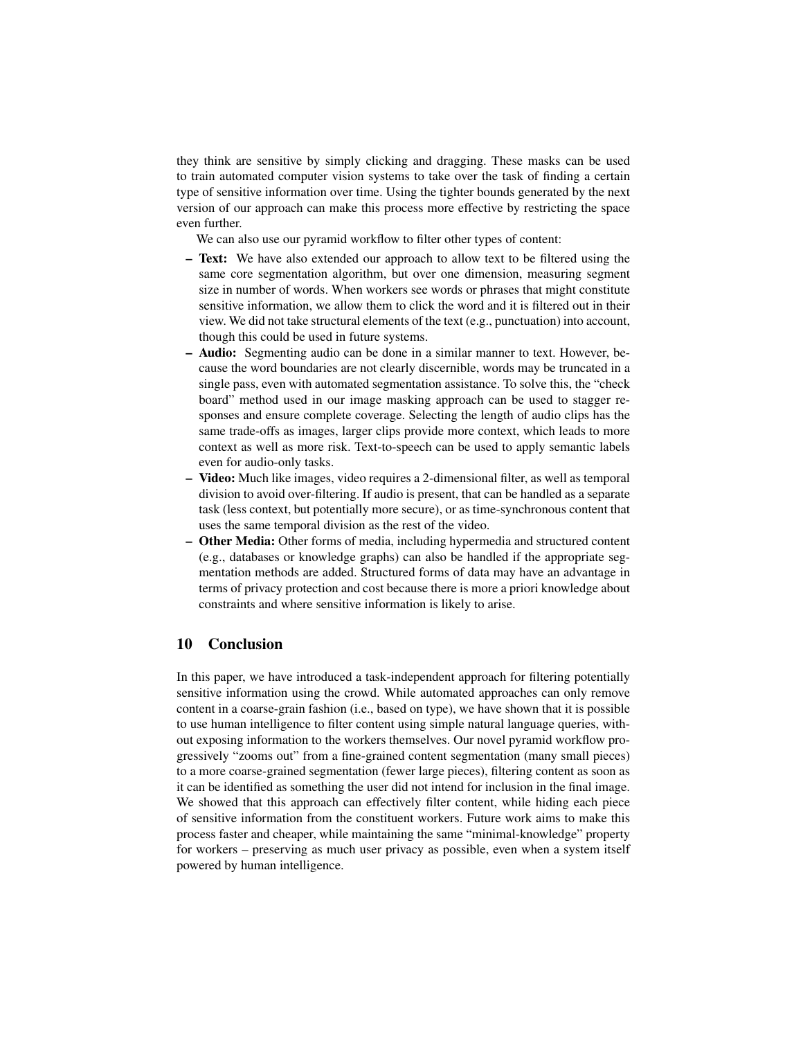they think are sensitive by simply clicking and dragging. These masks can be used to train automated computer vision systems to take over the task of finding a certain type of sensitive information over time. Using the tighter bounds generated by the next version of our approach can make this process more effective by restricting the space even further.

We can also use our pyramid workflow to filter other types of content:

- **Text:** We have also extended our approach to allow text to be filtered using the same core segmentation algorithm, but over one dimension, measuring segment size in number of words. When workers see words or phrases that might constitute sensitive information, we allow them to click the word and it is filtered out in their view. We did not take structural elements of the text (e.g., punctuation) into account, though this could be used in future systems.
- **Audio:** Segmenting audio can be done in a similar manner to text. However, because the word boundaries are not clearly discernible, words may be truncated in a single pass, even with automated segmentation assistance. To solve this, the "check board" method used in our image masking approach can be used to stagger responses and ensure complete coverage. Selecting the length of audio clips has the same trade-offs as images, larger clips provide more context, which leads to more context as well as more risk. Text-to-speech can be used to apply semantic labels even for audio-only tasks.
- **Video:** Much like images, video requires a 2-dimensional filter, as well as temporal division to avoid over-filtering. If audio is present, that can be handled as a separate task (less context, but potentially more secure), or as time-synchronous content that uses the same temporal division as the rest of the video.
- **Other Media:** Other forms of media, including hypermedia and structured content (e.g., databases or knowledge graphs) can also be handled if the appropriate segmentation methods are added. Structured forms of data may have an advantage in terms of privacy protection and cost because there is more a priori knowledge about constraints and where sensitive information is likely to arise.

## 10 Conclusion

In this paper, we have introduced a task-independent approach for filtering potentially sensitive information using the crowd. While automated approaches can only remove content in a coarse-grain fashion (i.e., based on type), we have shown that it is possible to use human intelligence to filter content using simple natural language queries, without exposing information to the workers themselves. Our novel pyramid workflow progressively "zooms out" from a fine-grained content segmentation (many small pieces) to a more coarse-grained segmentation (fewer large pieces), filtering content as soon as it can be identified as something the user did not intend for inclusion in the final image. We showed that this approach can effectively filter content, while hiding each piece of sensitive information from the constituent workers. Future work aims to make this process faster and cheaper, while maintaining the same "minimal-knowledge" property for workers – preserving as much user privacy as possible, even when a system itself powered by human intelligence.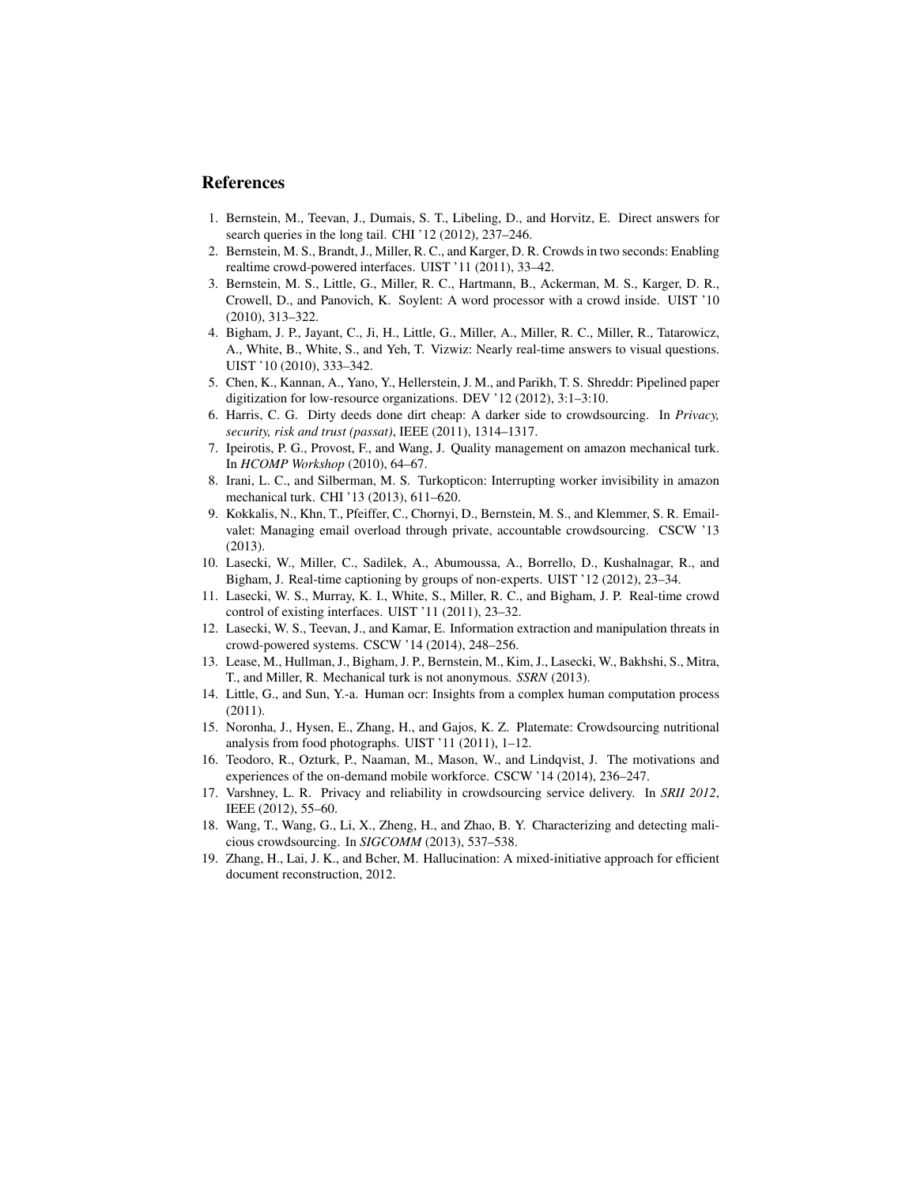## References

1. Bernstein, M., Teevan, J., Dumais, S. T., Libeling, D., and Horvitz, E. Direct answers for search queries in the long tail. CHI '12 (2012), 237–246.
2. Bernstein, M. S., Brandt, J., Miller, R. C., and Karger, D. R. Crowds in two seconds: Enabling realtime crowd-powered interfaces. UIST '11 (2011), 33–42.
3. Bernstein, M. S., Little, G., Miller, R. C., Hartmann, B., Ackerman, M. S., Karger, D. R., Crowell, D., and Panovich, K. Soylent: A word processor with a crowd inside. UIST '10 (2010), 313–322.
4. Bigham, J. P., Jayant, C., Ji, H., Little, G., Miller, A., Miller, R. C., Miller, R., Tatarowicz, A., White, B., White, S., and Yeh, T. Vizwiz: Nearly real-time answers to visual questions. UIST '10 (2010), 333–342.
5. Chen, K., Kannan, A., Yano, Y., Hellerstein, J. M., and Parikh, T. S. Shreddr: Pipelined paper digitization for low-resource organizations. DEV '12 (2012), 3:1–3:10.
6. Harris, C. G. Dirty deeds done dirt cheap: A darker side to crowdsourcing. In *Privacy, security, risk and trust (passat)*, IEEE (2011), 1314–1317.
7. Ipeirotis, P. G., Provost, F., and Wang, J. Quality management on amazon mechanical turk. In *HCOMP Workshop* (2010), 64–67.
8. Irani, L. C., and Silberman, M. S. Turkopticon: Interrupting worker invisibility in amazon mechanical turk. CHI '13 (2013), 611–620.
9. Kokkalis, N., Khn, T., Pfeiffer, C., Chornyi, D., Bernstein, M. S., and Klemmer, S. R. Emailvalet: Managing email overload through private, accountable crowdsourcing. CSCW '13 (2013).
10. Lasecki, W., Miller, C., Sadilek, A., Abumoussa, A., Borrello, D., Kushalnagar, R., and Bigham, J. Real-time captioning by groups of non-experts. UIST '12 (2012), 23–34.
11. Lasecki, W. S., Murray, K. I., White, S., Miller, R. C., and Bigham, J. P. Real-time crowd control of existing interfaces. UIST '11 (2011), 23–32.
12. Lasecki, W. S., Teevan, J., and Kamar, E. Information extraction and manipulation threats in crowd-powered systems. CSCW '14 (2014), 248–256.
13. Lease, M., Hullman, J., Bigham, J. P., Bernstein, M., Kim, J., Lasecki, W., Bakhshi, S., Mitra, T., and Miller, R. Mechanical turk is not anonymous. *SSRN* (2013).
14. Little, G., and Sun, Y.-a. Human ocr: Insights from a complex human computation process (2011).
15. Noronha, J., Hysen, E., Zhang, H., and Gajos, K. Z. Platemate: Crowdsourcing nutritional analysis from food photographs. UIST '11 (2011), 1–12.
16. Teodoro, R., Ozturk, P., Naaman, M., Mason, W., and Lindqvist, J. The motivations and experiences of the on-demand mobile workforce. CSCW '14 (2014), 236–247.
17. Varshney, L. R. Privacy and reliability in crowdsourcing service delivery. In *SRII 2012*, IEEE (2012), 55–60.
18. Wang, T., Wang, G., Li, X., Zheng, H., and Zhao, B. Y. Characterizing and detecting malicious crowdsourcing. In *SIGCOMM* (2013), 537–538.
19. Zhang, H., Lai, J. K., and Bcher, M. Hallucination: A mixed-initiative approach for efficient document reconstruction, 2012.